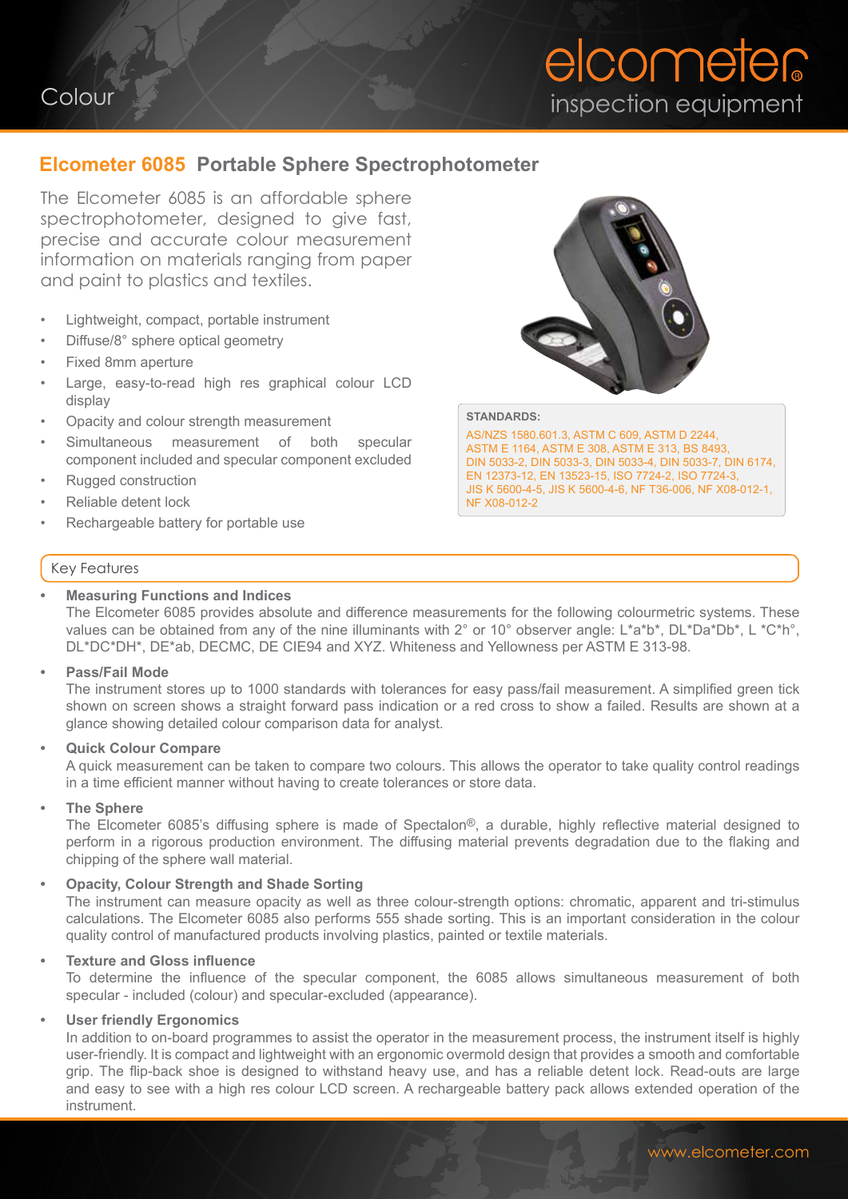Colour

elcometer
inspection equipment

## Elcometer 6085 Portable Sphere Spectrophotometer

The Elcometer 6085 is an affordable sphere spectrophotometer, designed to give fast, precise and accurate colour measurement information on materials ranging from paper and paint to plastics and textiles.

- Lightweight, compact, portable instrument
- Diffuse/8° sphere optical geometry
- Fixed 8mm aperture
- Large, easy-to-read high res graphical colour LCD display
- Opacity and colour strength measurement
- Simultaneous measurement of both specular component included and specular component excluded
- Rugged construction
- Reliable detent lock
- Rechargeable battery for portable use

**STANDARDS:**

AS/NZS 1580.601.3, ASTM C 609, ASTM D 2244, ASTM E 1164, ASTM E 308, ASTM E 313, BS 8493, DIN 5033-2, DIN 5033-3, DIN 5033-4, DIN 5033-7, DIN 6174, EN 12373-12, EN 13523-15, ISO 7724-2, ISO 7724-3, JIS K 5600-4-5, JIS K 5600-4-6, NF T36-006, NF X08-012-1, NF X08-012-2

### Key Features

- **Measuring Functions and Indices**
  The Elcometer 6085 provides absolute and difference measurements for the following colourmetric systems. These values can be obtained from any of the nine illuminants with 2° or 10° observer angle: L*a*b*, DL*Da*Db*, L *C*h°, DL*DC*DH*, DE*ab, DECMC, DE CIE94 and XYZ. Whiteness and Yellowness per ASTM E 313-98.

- **Pass/Fail Mode**
  The instrument stores up to 1000 standards with tolerances for easy pass/fail measurement. A simplified green tick shown on screen shows a straight forward pass indication or a red cross to show a failed. Results are shown at a glance showing detailed colour comparison data for analyst.

- **Quick Colour Compare**
  A quick measurement can be taken to compare two colours. This allows the operator to take quality control readings in a time efficient manner without having to create tolerances or store data.

- **The Sphere**
  The Elcometer 6085's diffusing sphere is made of Spectalon®, a durable, highly reflective material designed to perform in a rigorous production environment. The diffusing material prevents degradation due to the flaking and chipping of the sphere wall material.

- **Opacity, Colour Strength and Shade Sorting**
  The instrument can measure opacity as well as three colour-strength options: chromatic, apparent and tri-stimulus calculations. The Elcometer 6085 also performs 555 shade sorting. This is an important consideration in the colour quality control of manufactured products involving plastics, painted or textile materials.

- **Texture and Gloss influence**
  To determine the influence of the specular component, the 6085 allows simultaneous measurement of both specular - included (colour) and specular-excluded (appearance).

- **User friendly Ergonomics**
  In addition to on-board programmes to assist the operator in the measurement process, the instrument itself is highly user-friendly. It is compact and lightweight with an ergonomic overmold design that provides a smooth and comfortable grip. The flip-back shoe is designed to withstand heavy use, and has a reliable detent lock. Read-outs are large and easy to see with a high res colour LCD screen. A rechargeable battery pack allows extended operation of the instrument.

www.elcometer.com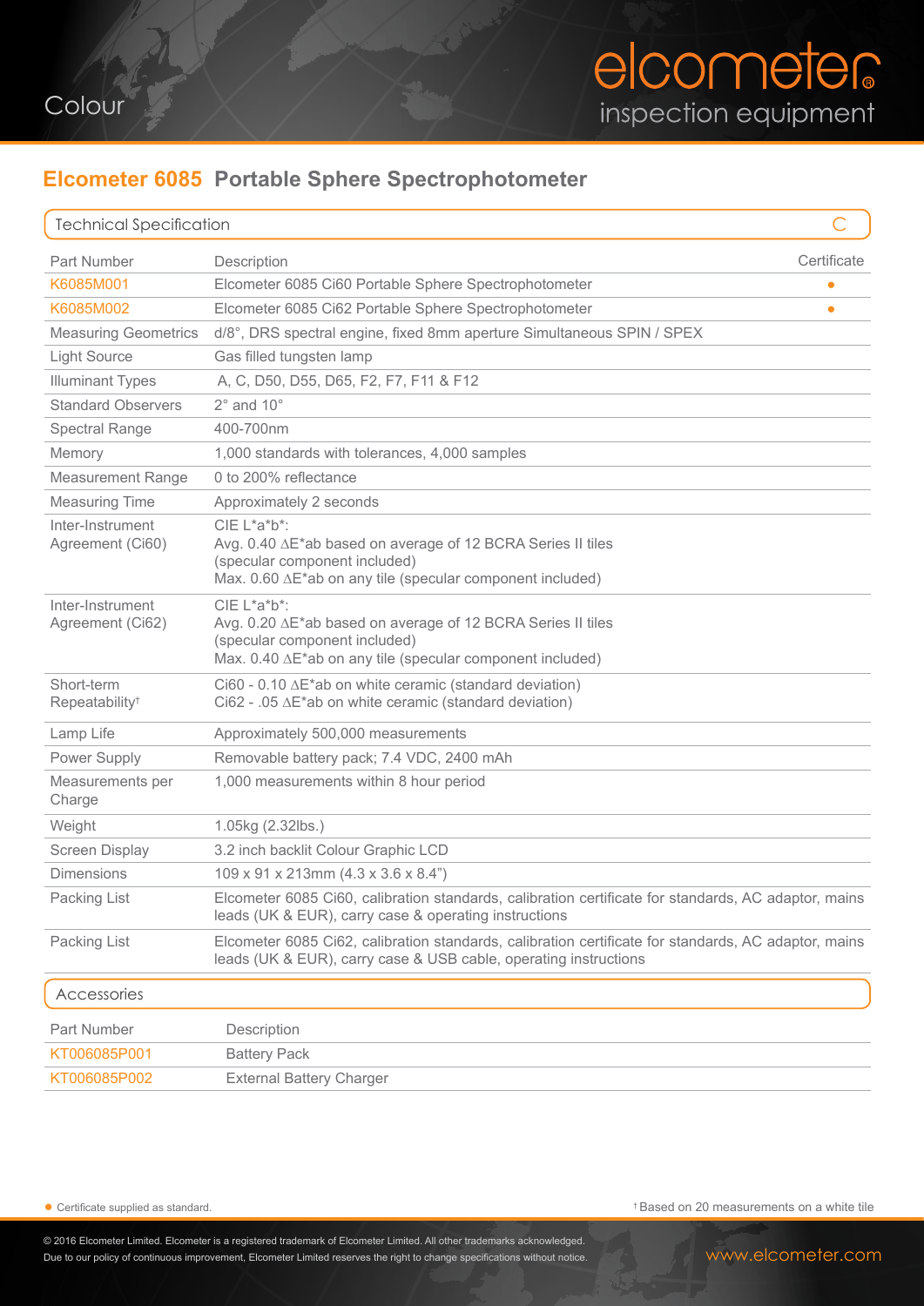Colour

# Elcometer 6085 Portable Sphere Spectrophotometer

## Technical Specification

| Part Number | Description | Certificate |
|---|---|---|
| K6085M001 | Elcometer 6085 Ci60 Portable Sphere Spectrophotometer | ● |
| K6085M002 | Elcometer 6085 Ci62 Portable Sphere Spectrophotometer | ● |
| Measuring Geometrics | d/8°, DRS spectral engine, fixed 8mm aperture Simultaneous SPIN / SPEX | |
| Light Source | Gas filled tungsten lamp | |
| Illuminant Types | A, C, D50, D55, D65, F2, F7, F11 & F12 | |
| Standard Observers | 2° and 10° | |
| Spectral Range | 400-700nm | |
| Memory | 1,000 standards with tolerances, 4,000 samples | |
| Measurement Range | 0 to 200% reflectance | |
| Measuring Time | Approximately 2 seconds | |
| Inter-Instrument Agreement (Ci60) | CIE L*a*b*:<br>Avg. 0.40 ΔE*ab based on average of 12 BCRA Series II tiles (specular component included)<br>Max. 0.60 ΔE*ab on any tile (specular component included) | |
| Inter-Instrument Agreement (Ci62) | CIE L*a*b*:<br>Avg. 0.20 ΔE*ab based on average of 12 BCRA Series II tiles (specular component included)<br>Max. 0.40 ΔE*ab on any tile (specular component included) | |
| Short-term Repeatability† | Ci60 - 0.10 ΔE*ab on white ceramic (standard deviation)<br>Ci62 - .05 ΔE*ab on white ceramic (standard deviation) | |
| Lamp Life | Approximately 500,000 measurements | |
| Power Supply | Removable battery pack; 7.4 VDC, 2400 mAh | |
| Measurements per Charge | 1,000 measurements within 8 hour period | |
| Weight | 1.05kg (2.32lbs.) | |
| Screen Display | 3.2 inch backlit Colour Graphic LCD | |
| Dimensions | 109 x 91 x 213mm (4.3 x 3.6 x 8.4") | |
| Packing List | Elcometer 6085 Ci60, calibration standards, calibration certificate for standards, AC adaptor, mains leads (UK & EUR), carry case & operating instructions | |
| Packing List | Elcometer 6085 Ci62, calibration standards, calibration certificate for standards, AC adaptor, mains leads (UK & EUR), carry case & USB cable, operating instructions | |

## Accessories

| Part Number | Description |
|---|---|
| KT006085P001 | Battery Pack |
| KT006085P002 | External Battery Charger |

● Certificate supplied as standard.

† Based on 20 measurements on a white tile

© 2016 Elcometer Limited. Elcometer is a registered trademark of Elcometer Limited. All other trademarks acknowledged.
Due to our policy of continuous improvement, Elcometer Limited reserves the right to change specifications without notice.

www.elcometer.com